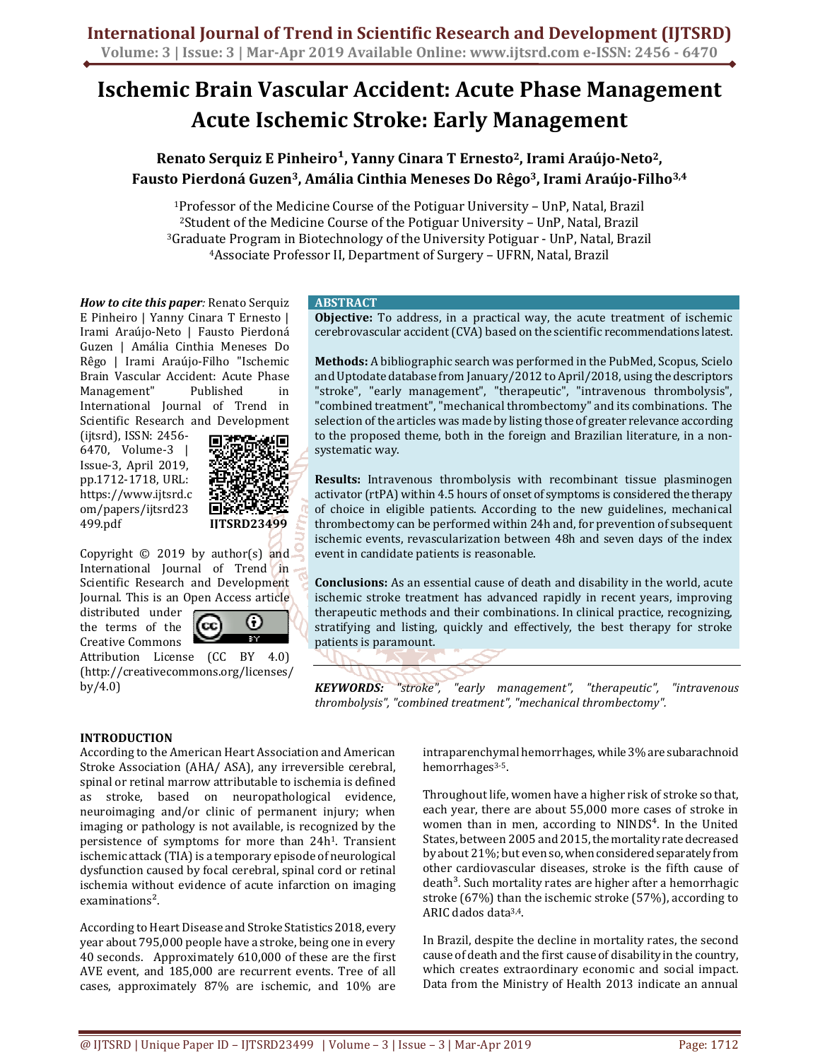# Ischemic Brain Vascular Accident: Acute Phase Management Acute Ischemic Stroke: Early Management

**Renato Serquiz E Pinheiro[1], Yanny Cinara T Ernesto[2], Irami Araújo-Neto[2], Fausto Pierdoná Guzen[3], Amália Cinthia Meneses Do Rêgo[3], Irami Araújo-Filho[3,4]**

[1]Professor of the Medicine Course of the Potiguar University – UnP, Natal, Brazil
[2]Student of the Medicine Course of the Potiguar University – UnP, Natal, Brazil
[3]Graduate Program in Biotechnology of the University Potiguar - UnP, Natal, Brazil
[4]Associate Professor II, Department of Surgery – UFRN, Natal, Brazil

***How to cite this paper:*** Renato Serquiz E Pinheiro | Yanny Cinara T Ernesto | Irami Araújo-Neto | Fausto Pierdoná Guzen | Amália Cinthia Meneses Do Rêgo | Irami Araújo-Filho "Ischemic Brain Vascular Accident: Acute Phase Management" Published in International Journal of Trend in Scientific Research and Development (ijtsrd), ISSN: 2456-6470, Volume-3 | Issue-3, April 2019, pp.1712-1718, URL: https://www.ijtsrd.com/papers/ijtsrd23499.pdf

**IJTSRD23499**

Copyright © 2019 by author(s) and International Journal of Trend in Scientific Research and Development Journal. This is an Open Access article distributed under the terms of the Creative Commons Attribution License (CC BY 4.0) (http://creativecommons.org/licenses/by/4.0)

## ABSTRACT

**Objective:** To address, in a practical way, the acute treatment of ischemic cerebrovascular accident (CVA) based on the scientific recommendations latest.

**Methods:** A bibliographic search was performed in the PubMed, Scopus, Scielo and Uptodate database from January/2012 to April/2018, using the descriptors "stroke", "early management", "therapeutic", "intravenous thrombolysis", "combined treatment", "mechanical thrombectomy" and its combinations. The selection of the articles was made by listing those of greater relevance according to the proposed theme, both in the foreign and Brazilian literature, in a non-systematic way.

**Results:** Intravenous thrombolysis with recombinant tissue plasminogen activator (rtPA) within 4.5 hours of onset of symptoms is considered the therapy of choice in eligible patients. According to the new guidelines, mechanical thrombectomy can be performed within 24h and, for prevention of subsequent ischemic events, revascularization between 48h and seven days of the index event in candidate patients is reasonable.

**Conclusions:** As an essential cause of death and disability in the world, acute ischemic stroke treatment has advanced rapidly in recent years, improving therapeutic methods and their combinations. In clinical practice, recognizing, stratifying and listing, quickly and effectively, the best therapy for stroke patients is paramount.

***KEYWORDS:*** *"stroke", "early management", "therapeutic", "intravenous thrombolysis", "combined treatment", "mechanical thrombectomy".*

## INTRODUCTION

According to the American Heart Association and American Stroke Association (AHA/ ASA), any irreversible cerebral, spinal or retinal marrow attributable to ischemia is defined as stroke, based on neuropathological evidence, neuroimaging and/or clinic of permanent injury; when imaging or pathology is not available, is recognized by the persistence of symptoms for more than 24h[1]. Transient ischemic attack (TIA) is a temporary episode of neurological dysfunction caused by focal cerebral, spinal cord or retinal ischemia without evidence of acute infarction on imaging examinations[2].

According to Heart Disease and Stroke Statistics 2018, every year about 795,000 people have a stroke, being one in every 40 seconds. Approximately 610,000 of these are the first AVE event, and 185,000 are recurrent events. Tree of all cases, approximately 87% are ischemic, and 10% are intraparenchymal hemorrhages, while 3% are subarachnoid hemorrhages[3-5].

Throughout life, women have a higher risk of stroke so that, each year, there are about 55,000 more cases of stroke in women than in men, according to NINDS[4]. In the United States, between 2005 and 2015, the mortality rate decreased by about 21%; but even so, when considered separately from other cardiovascular diseases, stroke is the fifth cause of death[3]. Such mortality rates are higher after a hemorrhagic stroke (67%) than the ischemic stroke (57%), according to ARIC dados data[3,4].

In Brazil, despite the decline in mortality rates, the second cause of death and the first cause of disability in the country, which creates extraordinary economic and social impact. Data from the Ministry of Health 2013 indicate an annual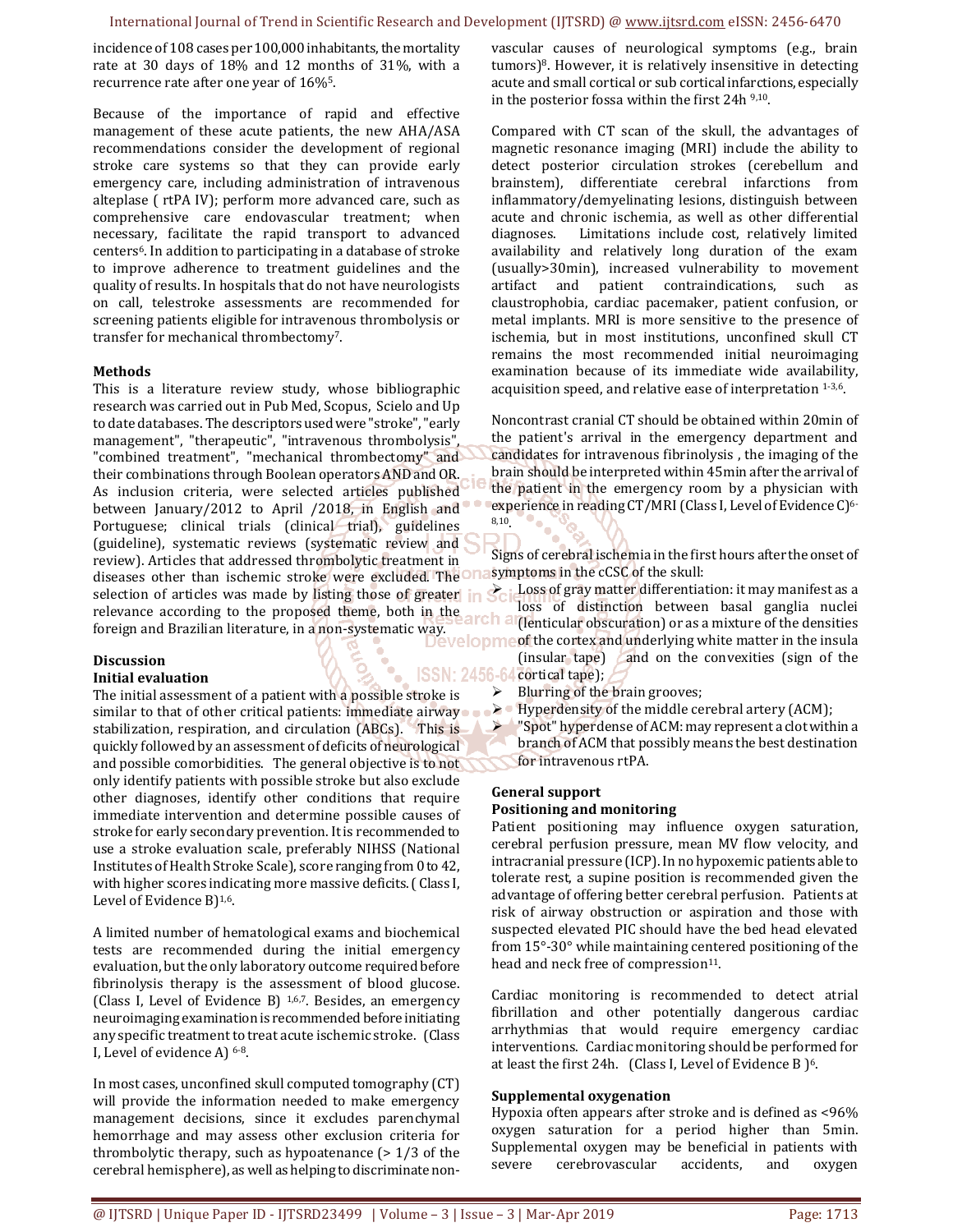incidence of 108 cases per 100,000 inhabitants, the mortality rate at 30 days of 18% and 12 months of 31%, with a recurrence rate after one year of 16%[5].

Because of the importance of rapid and effective management of these acute patients, the new AHA/ASA recommendations consider the development of regional stroke care systems so that they can provide early emergency care, including administration of intravenous alteplase ( rtPA IV); perform more advanced care, such as comprehensive care endovascular treatment; when necessary, facilitate the rapid transport to advanced centers[6]. In addition to participating in a database of stroke to improve adherence to treatment guidelines and the quality of results. In hospitals that do not have neurologists on call, telestroke assessments are recommended for screening patients eligible for intravenous thrombolysis or transfer for mechanical thrombectomy[7].

**Methods**

This is a literature review study, whose bibliographic research was carried out in Pub Med, Scopus, Scielo and Up to date databases. The descriptors used were "stroke", "early management", "therapeutic", "intravenous thrombolysis", "combined treatment", "mechanical thrombectomy" and their combinations through Boolean operators AND and OR. As inclusion criteria, were selected articles published between January/2012 to April /2018, in English and Portuguese; clinical trials (clinical trial), guidelines (guideline), systematic reviews (systematic review and review). Articles that addressed thrombolytic treatment in diseases other than ischemic stroke were excluded. The selection of articles was made by listing those of greater relevance according to the proposed theme, both in the foreign and Brazilian literature, in a non-systematic way.

**Discussion**

**Initial evaluation**

The initial assessment of a patient with a possible stroke is similar to that of other critical patients: immediate airway stabilization, respiration, and circulation (ABCs). This is quickly followed by an assessment of deficits of neurological and possible comorbidities. The general objective is to not only identify patients with possible stroke but also exclude other diagnoses, identify other conditions that require immediate intervention and determine possible causes of stroke for early secondary prevention. It is recommended to use a stroke evaluation scale, preferably NIHSS (National Institutes of Health Stroke Scale), score ranging from 0 to 42, with higher scores indicating more massive deficits. ( Class I, Level of Evidence B)[1,6].

A limited number of hematological exams and biochemical tests are recommended during the initial emergency evaluation, but the only laboratory outcome required before fibrinolysis therapy is the assessment of blood glucose. (Class I, Level of Evidence B) [1,6,7]. Besides, an emergency neuroimaging examination is recommended before initiating any specific treatment to treat acute ischemic stroke. (Class I, Level of evidence A) [6-8].

In most cases, unconfined skull computed tomography (CT) will provide the information needed to make emergency management decisions, since it excludes parenchymal hemorrhage and may assess other exclusion criteria for thrombolytic therapy, such as hypoatenance (> 1/3 of the cerebral hemisphere), as well as helping to discriminate non-vascular causes of neurological symptoms (e.g., brain tumors)[8]. However, it is relatively insensitive in detecting acute and small cortical or sub cortical infarctions, especially in the posterior fossa within the first 24h [9,10].

Compared with CT scan of the skull, the advantages of magnetic resonance imaging (MRI) include the ability to detect posterior circulation strokes (cerebellum and brainstem), differentiate cerebral infarctions from inflammatory/demyelinating lesions, distinguish between acute and chronic ischemia, as well as other differential diagnoses. Limitations include cost, relatively limited availability and relatively long duration of the exam (usually>30min), increased vulnerability to movement artifact and patient contraindications, such as claustrophobia, cardiac pacemaker, patient confusion, or metal implants. MRI is more sensitive to the presence of ischemia, but in most institutions, unconfined skull CT remains the most recommended initial neuroimaging examination because of its immediate wide availability, acquisition speed, and relative ease of interpretation [1-3,6].

Noncontrast cranial CT should be obtained within 20min of the patient's arrival in the emergency department and candidates for intravenous fibrinolysis , the imaging of the brain should be interpreted within 45min after the arrival of the patient in the emergency room by a physician with experience in reading CT/MRI (Class I, Level of Evidence C)[6-8,10].

Signs of cerebral ischemia in the first hours after the onset of symptoms in the cCSC of the skull:

- Loss of gray matter differentiation: it may manifest as a loss of distinction between basal ganglia nuclei (lenticular obscuration) or as a mixture of the densities of the cortex and underlying white matter in the insula (insular tape) and on the convexities (sign of the cortical tape);
- Blurring of the brain grooves;
- Hyperdensity of the middle cerebral artery (ACM);
- "Spot" hyperdense of ACM: may represent a clot within a branch of ACM that possibly means the best destination for intravenous rtPA.

**General support**

**Positioning and monitoring**

Patient positioning may influence oxygen saturation, cerebral perfusion pressure, mean MV flow velocity, and intracranial pressure (ICP). In no hypoxemic patients able to tolerate rest, a supine position is recommended given the advantage of offering better cerebral perfusion. Patients at risk of airway obstruction or aspiration and those with suspected elevated PIC should have the bed head elevated from 15°-30° while maintaining centered positioning of the head and neck free of compression[11].

Cardiac monitoring is recommended to detect atrial fibrillation and other potentially dangerous cardiac arrhythmias that would require emergency cardiac interventions. Cardiac monitoring should be performed for at least the first 24h. (Class I, Level of Evidence B )[6].

**Supplemental oxygenation**

Hypoxia often appears after stroke and is defined as <96% oxygen saturation for a period higher than 5min. Supplemental oxygen may be beneficial in patients with severe cerebrovascular accidents, and oxygen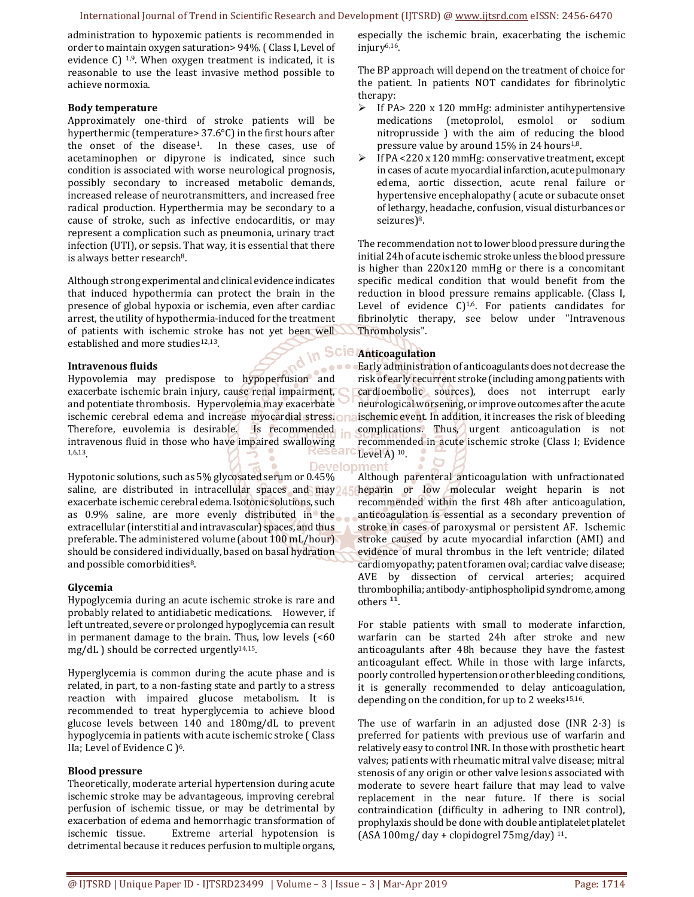administration to hypoxemic patients is recommended in order to maintain oxygen saturation> 94%. ( Class I, Level of evidence C) [1,9]. When oxygen treatment is indicated, it is reasonable to use the least invasive method possible to achieve normoxia.

**Body temperature**

Approximately one-third of stroke patients will be hyperthermic (temperature> 37.6°C) in the first hours after the onset of the disease[1]. In these cases, use of acetaminophen or dipyrone is indicated, since such condition is associated with worse neurological prognosis, possibly secondary to increased metabolic demands, increased release of neurotransmitters, and increased free radical production. Hyperthermia may be secondary to a cause of stroke, such as infective endocarditis, or may represent a complication such as pneumonia, urinary tract infection (UTI), or sepsis. That way, it is essential that there is always better research[8].

Although strong experimental and clinical evidence indicates that induced hypothermia can protect the brain in the presence of global hypoxia or ischemia, even after cardiac arrest, the utility of hypothermia-induced for the treatment of patients with ischemic stroke has not yet been well established and more studies[12,13].

**Intravenous fluids**

Hypovolemia may predispose to hypoperfusion and exacerbate ischemic brain injury, cause renal impairment, and potentiate thrombosis. Hypervolemia may exacerbate ischemic cerebral edema and increase myocardial stress. Therefore, euvolemia is desirable. Is recommended intravenous fluid in those who have impaired swallowing [1,6,13].

Hypotonic solutions, such as 5% glycosated serum or 0.45% saline, are distributed in intracellular spaces and may exacerbate ischemic cerebral edema. Isotonic solutions, such as 0.9% saline, are more evenly distributed in the extracellular (interstitial and intravascular) spaces, and thus preferable. The administered volume (about 100 mL/hour) should be considered individually, based on basal hydration and possible comorbidities[8].

**Glycemia**

Hypoglycemia during an acute ischemic stroke is rare and probably related to antidiabetic medications. However, if left untreated, severe or prolonged hypoglycemia can result in permanent damage to the brain. Thus, low levels (<60 mg/dL ) should be corrected urgently[14,15].

Hyperglycemia is common during the acute phase and is related, in part, to a non-fasting state and partly to a stress reaction with impaired glucose metabolism. It is recommended to treat hyperglycemia to achieve blood glucose levels between 140 and 180mg/dL to prevent hypoglycemia in patients with acute ischemic stroke ( Class IIa; Level of Evidence C )[6].

**Blood pressure**

Theoretically, moderate arterial hypertension during acute ischemic stroke may be advantageous, improving cerebral perfusion of ischemic tissue, or may be detrimental by exacerbation of edema and hemorrhagic transformation of ischemic tissue. Extreme arterial hypotension is detrimental because it reduces perfusion to multiple organs, especially the ischemic brain, exacerbating the ischemic injury[6,16].

The BP approach will depend on the treatment of choice for the patient. In patients NOT candidates for fibrinolytic therapy:

- If PA> 220 x 120 mmHg: administer antihypertensive medications (metoprolol, esmolol or sodium nitroprusside ) with the aim of reducing the blood pressure value by around 15% in 24 hours[1,8].
- If PA <220 x 120 mmHg: conservative treatment, except in cases of acute myocardial infarction, acute pulmonary edema, aortic dissection, acute renal failure or hypertensive encephalopathy ( acute or subacute onset of lethargy, headache, confusion, visual disturbances or seizures)[8].

The recommendation not to lower blood pressure during the initial 24h of acute ischemic stroke unless the blood pressure is higher than 220x120 mmHg or there is a concomitant specific medical condition that would benefit from the reduction in blood pressure remains applicable. (Class I, Level of evidence C)[1,6]. For patients candidates for fibrinolytic therapy, see below under "Intravenous Thrombolysis".

**Anticoagulation**

Early administration of anticoagulants does not decrease the risk of early recurrent stroke (including among patients with cardioembolic sources), does not interrupt early neurological worsening, or improve outcomes after the acute ischemic event. In addition, it increases the risk of bleeding complications. Thus, urgent anticoagulation is not recommended in acute ischemic stroke (Class I; Evidence Level A) [10].

Although parenteral anticoagulation with unfractionated heparin or low molecular weight heparin is not recommended within the first 48h after anticoagulation, anticoagulation is essential as a secondary prevention of stroke in cases of paroxysmal or persistent AF. Ischemic stroke caused by acute myocardial infarction (AMI) and evidence of mural thrombus in the left ventricle; dilated cardiomyopathy; patent foramen oval; cardiac valve disease; AVE by dissection of cervical arteries; acquired thrombophilia; antibody-antiphospholipid syndrome, among others [11].

For stable patients with small to moderate infarction, warfarin can be started 24h after stroke and new anticoagulants after 48h because they have the fastest anticoagulant effect. While in those with large infarcts, poorly controlled hypertension or other bleeding conditions, it is generally recommended to delay anticoagulation, depending on the condition, for up to 2 weeks[15,16].

The use of warfarin in an adjusted dose (INR 2-3) is preferred for patients with previous use of warfarin and relatively easy to control INR. In those with prosthetic heart valves; patients with rheumatic mitral valve disease; mitral stenosis of any origin or other valve lesions associated with moderate to severe heart failure that may lead to valve replacement in the near future. If there is social contraindication (difficulty in adhering to INR control), prophylaxis should be done with double antiplatelet platelet (ASA 100mg/ day + clopidogrel 75mg/day) [11].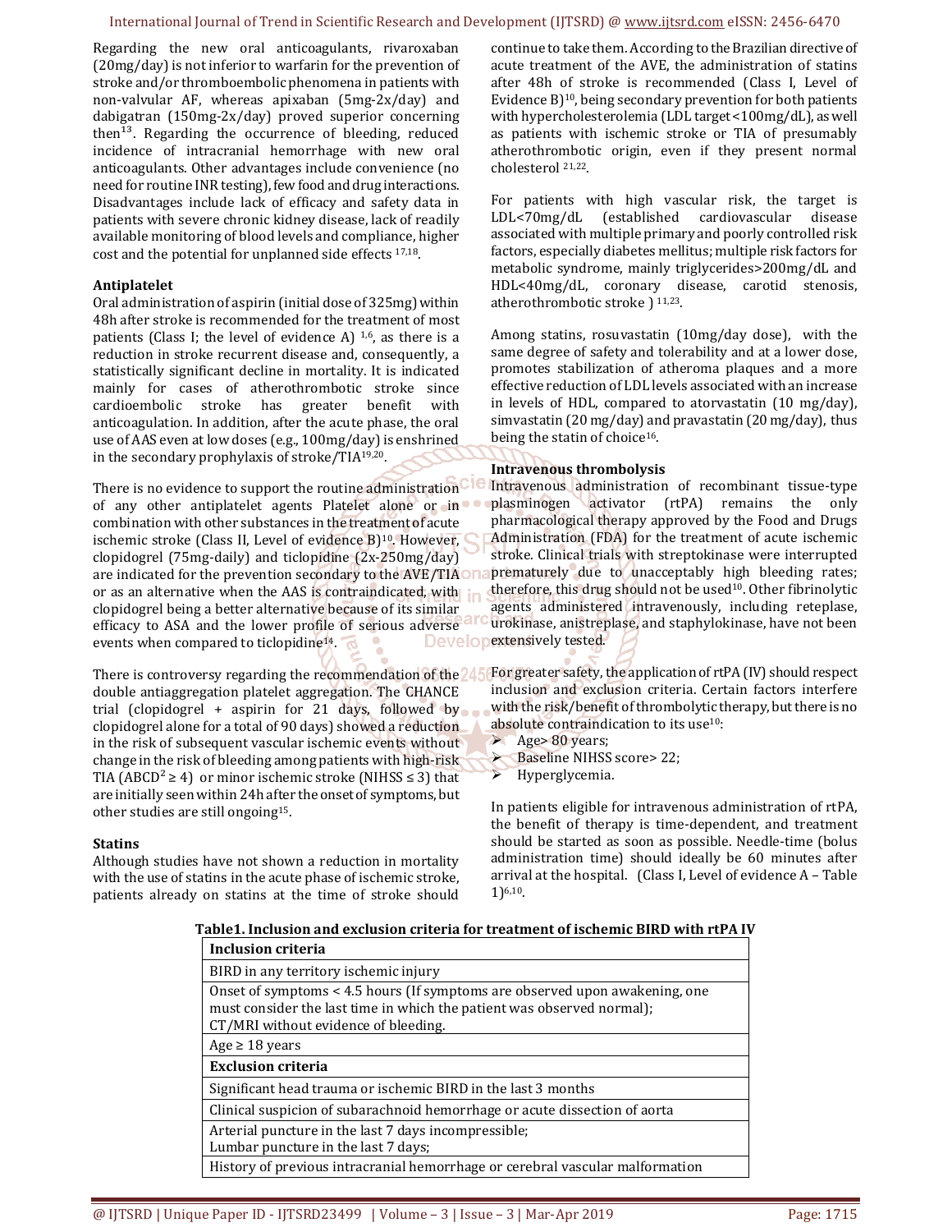Regarding the new oral anticoagulants, rivaroxaban (20mg/day) is not inferior to warfarin for the prevention of stroke and/or thromboembolic phenomena in patients with non-valvular AF, whereas apixaban (5mg-2x/day) and dabigatran (150mg-2x/day) proved superior concerning then[13]. Regarding the occurrence of bleeding, reduced incidence of intracranial hemorrhage with new oral anticoagulants. Other advantages include convenience (no need for routine INR testing), few food and drug interactions. Disadvantages include lack of efficacy and safety data in patients with severe chronic kidney disease, lack of readily available monitoring of blood levels and compliance, higher cost and the potential for unplanned side effects [17,18].

**Antiplatelet**

Oral administration of aspirin (initial dose of 325mg) within 48h after stroke is recommended for the treatment of most patients (Class I; the level of evidence A) [1,6], as there is a reduction in stroke recurrent disease and, consequently, a statistically significant decline in mortality. It is indicated mainly for cases of atherothrombotic stroke since cardioembolic stroke has greater benefit with anticoagulation. In addition, after the acute phase, the oral use of AAS even at low doses (e.g., 100mg/day) is enshrined in the secondary prophylaxis of stroke/TIA[19,20].

There is no evidence to support the routine administration of any other antiplatelet agents Platelet alone or in combination with other substances in the treatment of acute ischemic stroke (Class II, Level of evidence B)[10]. However, clopidogrel (75mg-daily) and ticlopidine (2x-250mg/day) are indicated for the prevention secondary to the AVE/TIA or as an alternative when the AAS is contraindicated, with clopidogrel being a better alternative because of its similar efficacy to ASA and the lower profile of serious adverse events when compared to ticlopidine[14].

There is controversy regarding the recommendation of the double antiaggregation platelet aggregation. The CHANCE trial (clopidogrel + aspirin for 21 days, followed by clopidogrel alone for a total of 90 days) showed a reduction in the risk of subsequent vascular ischemic events without change in the risk of bleeding among patients with high-risk TIA ($ABCD^2 \geq 4$) or minor ischemic stroke (NIHSS ≤ 3) that are initially seen within 24h after the onset of symptoms, but other studies are still ongoing[15].

**Statins**

Although studies have not shown a reduction in mortality with the use of statins in the acute phase of ischemic stroke, patients already on statins at the time of stroke should continue to take them. According to the Brazilian directive of acute treatment of the AVE, the administration of statins after 48h of stroke is recommended (Class I, Level of Evidence B)[10], being secondary prevention for both patients with hypercholesterolemia (LDL target <100mg/dL), as well as patients with ischemic stroke or TIA of presumably atherothrombotic origin, even if they present normal cholesterol [21,22].

For patients with high vascular risk, the target is LDL<70mg/dL (established cardiovascular disease associated with multiple primary and poorly controlled risk factors, especially diabetes mellitus; multiple risk factors for metabolic syndrome, mainly triglycerides>200mg/dL and HDL<40mg/dL, coronary disease, carotid stenosis, atherothrombotic stroke ) [11,23].

Among statins, rosuvastatin (10mg/day dose), with the same degree of safety and tolerability and at a lower dose, promotes stabilization of atheroma plaques and a more effective reduction of LDL levels associated with an increase in levels of HDL, compared to atorvastatin (10 mg/day), simvastatin (20 mg/day) and pravastatin (20 mg/day), thus being the statin of choice[16].

**Intravenous thrombolysis**

Intravenous administration of recombinant tissue-type plasminogen activator (rtPA) remains the only pharmacological therapy approved by the Food and Drugs Administration (FDA) for the treatment of acute ischemic stroke. Clinical trials with streptokinase were interrupted prematurely due to unacceptably high bleeding rates; therefore, this drug should not be used[10]. Other fibrinolytic agents administered intravenously, including reteplase, urokinase, anistreplase, and staphylokinase, have not been extensively tested.

For greater safety, the application of rtPA (IV) should respect inclusion and exclusion criteria. Certain factors interfere with the risk/benefit of thrombolytic therapy, but there is no absolute contraindication to its use[10]:

- Age> 80 years;
- Baseline NIHSS score> 22;
- Hyperglycemia.

In patients eligible for intravenous administration of rtPA, the benefit of therapy is time-dependent, and treatment should be started as soon as possible. Needle-time (bolus administration time) should ideally be 60 minutes after arrival at the hospital. (Class I, Level of evidence A – Table 1)[6,10].

**Table1. Inclusion and exclusion criteria for treatment of ischemic BIRD with rtPA IV**

| **Inclusion criteria** |
| --- |
| BIRD in any territory ischemic injury |
| Onset of symptoms < 4.5 hours (If symptoms are observed upon awakening, one must consider the last time in which the patient was observed normal); CT/MRI without evidence of bleeding. |
| Age ≥ 18 years |
| **Exclusion criteria** |
| Significant head trauma or ischemic BIRD in the last 3 months |
| Clinical suspicion of subarachnoid hemorrhage or acute dissection of aorta |
| Arterial puncture in the last 7 days incompressible; Lumbar puncture in the last 7 days; |
| History of previous intracranial hemorrhage or cerebral vascular malformation |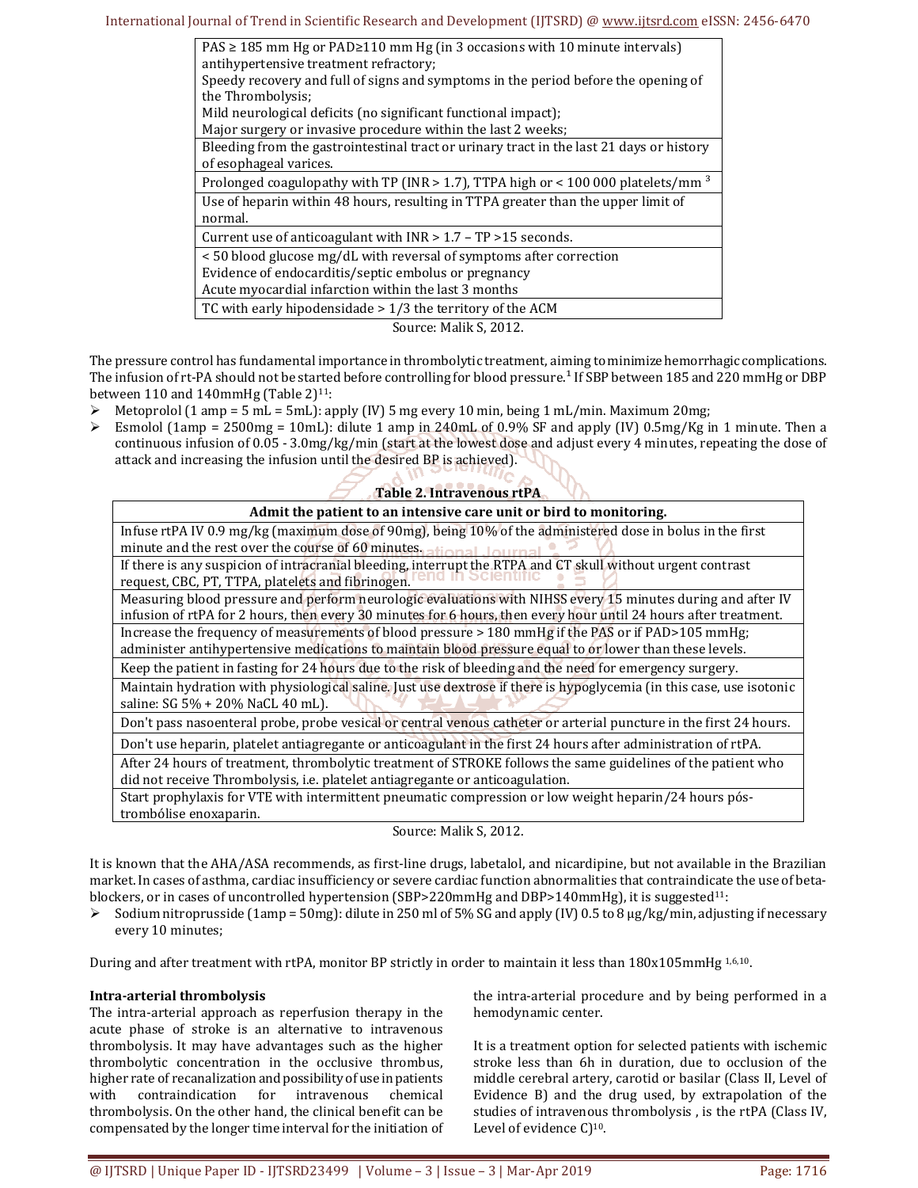| |
|---|
| PAS ≥ 185 mm Hg or PAD≥110 mm Hg (in 3 occasions with 10 minute intervals) antihypertensive treatment refractory;<br>Speedy recovery and full of signs and symptoms in the period before the opening of the Thrombolysis;<br>Mild neurological deficits (no significant functional impact);<br>Major surgery or invasive procedure within the last 2 weeks; |
| Bleeding from the gastrointestinal tract or urinary tract in the last 21 days or history of esophageal varices. |
| Prolonged coagulopathy with TP (INR > 1.7), TTPA high or < 100 000 platelets/mm $^3$ |
| Use of heparin within 48 hours, resulting in TTPA greater than the upper limit of normal. |
| Current use of anticoagulant with INR > 1.7 – TP >15 seconds. |
| < 50 blood glucose mg/dL with reversal of symptoms after correction<br>Evidence of endocarditis/septic embolus or pregnancy<br>Acute myocardial infarction within the last 3 months |
| TC with early hipodensidade > 1/3 the territory of the ACM |

Source: Malik S, 2012.

The pressure control has fundamental importance in thrombolytic treatment, aiming to minimize hemorrhagic complications. The infusion of rt-PA should not be started before controlling for blood pressure.[1] If SBP between 185 and 220 mmHg or DBP between 110 and 140mmHg (Table 2)[11]:

- Metoprolol (1 amp = 5 mL = 5mL): apply (IV) 5 mg every 10 min, being 1 mL/min. Maximum 20mg;
- Esmolol (1amp = 2500mg = 10mL): dilute 1 amp in 240mL of 0.9% SF and apply (IV) 0.5mg/Kg in 1 minute. Then a continuous infusion of 0.05 - 3.0mg/kg/min (start at the lowest dose and adjust every 4 minutes, repeating the dose of attack and increasing the infusion until the desired BP is achieved).

**Table 2. Intravenous rtPA**

| Admit the patient to an intensive care unit or bird to monitoring. |
|---|
| Infuse rtPA IV 0.9 mg/kg (maximum dose of 90mg), being 10% of the administered dose in bolus in the first minute and the rest over the course of 60 minutes. |
| If there is any suspicion of intracranial bleeding, interrupt the RTPA and CT skull without urgent contrast request, CBC, PT, TTPA, platelets and fibrinogen. |
| Measuring blood pressure and perform neurologic evaluations with NIHSS every 15 minutes during and after IV infusion of rtPA for 2 hours, then every 30 minutes for 6 hours, then every hour until 24 hours after treatment. |
| Increase the frequency of measurements of blood pressure > 180 mmHg if the PAS or if PAD>105 mmHg; administer antihypertensive medications to maintain blood pressure equal to or lower than these levels. |
| Keep the patient in fasting for 24 hours due to the risk of bleeding and the need for emergency surgery. |
| Maintain hydration with physiological saline. Just use dextrose if there is hypoglycemia (in this case, use isotonic saline: SG 5% + 20% NaCL 40 mL). |
| Don't pass nasoenteral probe, probe vesical or central venous catheter or arterial puncture in the first 24 hours. |
| Don't use heparin, platelet antiagregante or anticoagulant in the first 24 hours after administration of rtPA. |
| After 24 hours of treatment, thrombolytic treatment of STROKE follows the same guidelines of the patient who did not receive Thrombolysis, i.e. platelet antiagregante or anticoagulation. |
| Start prophylaxis for VTE with intermittent pneumatic compression or low weight heparin/24 hours pós-trombólise enoxaparin. |

Source: Malik S, 2012.

It is known that the AHA/ASA recommends, as first-line drugs, labetalol, and nicardipine, but not available in the Brazilian market. In cases of asthma, cardiac insufficiency or severe cardiac function abnormalities that contraindicate the use of beta-blockers, or in cases of uncontrolled hypertension (SBP>220mmHg and DBP>140mmHg), it is suggested[11]:

- Sodium nitroprusside (1amp = 50mg): dilute in 250 ml of 5% SG and apply (IV) 0.5 to 8 μg/kg/min, adjusting if necessary every 10 minutes;

During and after treatment with rtPA, monitor BP strictly in order to maintain it less than 180x105mmHg [1,6,10].

**Intra-arterial thrombolysis**

The intra-arterial approach as reperfusion therapy in the acute phase of stroke is an alternative to intravenous thrombolysis. It may have advantages such as the higher thrombolytic concentration in the occlusive thrombus, higher rate of recanalization and possibility of use in patients with contraindication for intravenous chemical thrombolysis. On the other hand, the clinical benefit can be compensated by the longer time interval for the initiation of the intra-arterial procedure and by being performed in a hemodynamic center.

It is a treatment option for selected patients with ischemic stroke less than 6h in duration, due to occlusion of the middle cerebral artery, carotid or basilar (Class II, Level of Evidence B) and the drug used, by extrapolation of the studies of intravenous thrombolysis , is the rtPA (Class IV, Level of evidence C)[10].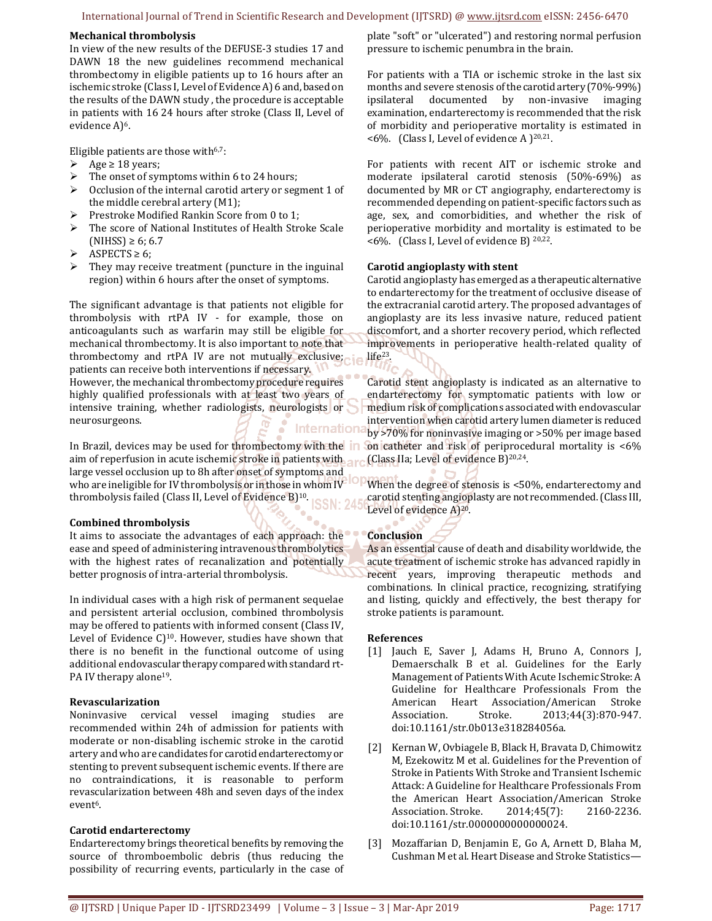**Mechanical thrombolysis**

In view of the new results of the DEFUSE-3 studies 17 and DAWN 18 the new guidelines recommend mechanical thrombectomy in eligible patients up to 16 hours after an ischemic stroke (Class I, Level of Evidence A) 6 and, based on the results of the DAWN study , the procedure is acceptable in patients with 16 24 hours after stroke (Class II, Level of evidence A)[6].

Eligible patients are those with[6,7]:

- Age ≥ 18 years;
- The onset of symptoms within 6 to 24 hours;
- Occlusion of the internal carotid artery or segment 1 of the middle cerebral artery (M1);
- Prestroke Modified Rankin Score from 0 to 1;
- The score of National Institutes of Health Stroke Scale (NIHSS) ≥ 6; 6.7
- ASPECTS ≥ 6;
- They may receive treatment (puncture in the inguinal region) within 6 hours after the onset of symptoms.

The significant advantage is that patients not eligible for thrombolysis with rtPA IV - for example, those on anticoagulants such as warfarin may still be eligible for mechanical thrombectomy. It is also important to note that thrombectomy and rtPA IV are not mutually exclusive; patients can receive both interventions if necessary.
However, the mechanical thrombectomy procedure requires highly qualified professionals with at least two years of intensive training, whether radiologists, neurologists or neurosurgeons.

In Brazil, devices may be used for thrombectomy with the aim of reperfusion in acute ischemic stroke in patients with large vessel occlusion up to 8h after onset of symptoms and who are ineligible for IV thrombolysis or in those in whom IV thrombolysis failed (Class II, Level of Evidence B)[10].

**Combined thrombolysis**

It aims to associate the advantages of each approach: the ease and speed of administering intravenous thrombolytics with the highest rates of recanalization and potentially better prognosis of intra-arterial thrombolysis.

In individual cases with a high risk of permanent sequelae and persistent arterial occlusion, combined thrombolysis may be offered to patients with informed consent (Class IV, Level of Evidence C)[10]. However, studies have shown that there is no benefit in the functional outcome of using additional endovascular therapy compared with standard rt-PA IV therapy alone[19].

**Revascularization**

Noninvasive cervical vessel imaging studies are recommended within 24h of admission for patients with moderate or non-disabling ischemic stroke in the carotid artery and who are candidates for carotid endarterectomy or stenting to prevent subsequent ischemic events. If there are no contraindications, it is reasonable to perform revascularization between 48h and seven days of the index event[6].

**Carotid endarterectomy**

Endarterectomy brings theoretical benefits by removing the source of thromboembolic debris (thus reducing the possibility of recurring events, particularly in the case of plate "soft" or "ulcerated") and restoring normal perfusion pressure to ischemic penumbra in the brain.

For patients with a TIA or ischemic stroke in the last six months and severe stenosis of the carotid artery (70%-99%) ipsilateral documented by non-invasive imaging examination, endarterectomy is recommended that the risk of morbidity and perioperative mortality is estimated in <6%. (Class I, Level of evidence A )[20,21].

For patients with recent AIT or ischemic stroke and moderate ipsilateral carotid stenosis (50%-69%) as documented by MR or CT angiography, endarterectomy is recommended depending on patient-specific factors such as age, sex, and comorbidities, and whether the risk of perioperative morbidity and mortality is estimated to be <6%. (Class I, Level of evidence B) [20,22].

**Carotid angioplasty with stent**

Carotid angioplasty has emerged as a therapeutic alternative to endarterectomy for the treatment of occlusive disease of the extracranial carotid artery. The proposed advantages of angioplasty are its less invasive nature, reduced patient discomfort, and a shorter recovery period, which reflected improvements in perioperative health-related quality of life[23].

Carotid stent angioplasty is indicated as an alternative to endarterectomy for symptomatic patients with low or medium risk of complications associated with endovascular intervention when carotid artery lumen diameter is reduced by >70% for noninvasive imaging or >50% per image based on catheter and risk of periprocedural mortality is <6% (Class IIa; Level of evidence B)[20,24].

When the degree of stenosis is <50%, endarterectomy and carotid stenting angioplasty are not recommended. (Class III, Level of evidence A)[20].

**Conclusion**

As an essential cause of death and disability worldwide, the acute treatment of ischemic stroke has advanced rapidly in recent years, improving therapeutic methods and combinations. In clinical practice, recognizing, stratifying and listing, quickly and effectively, the best therapy for stroke patients is paramount.

**References**

[1] Jauch E, Saver J, Adams H, Bruno A, Connors J, Demaerschalk B et al. Guidelines for the Early Management of Patients With Acute Ischemic Stroke: A Guideline for Healthcare Professionals From the American Heart Association/American Stroke Association. Stroke. 2013;44(3):870-947. doi:10.1161/str.0b013e318284056a.

[2] Kernan W, Ovbiagele B, Black H, Bravata D, Chimowitz M, Ezekowitz M et al. Guidelines for the Prevention of Stroke in Patients With Stroke and Transient Ischemic Attack: A Guideline for Healthcare Professionals From the American Heart Association/American Stroke Association. Stroke. 2014;45(7): 2160-2236. doi:10.1161/str.0000000000000024.

[3] Mozaffarian D, Benjamin E, Go A, Arnett D, Blaha M, Cushman M et al. Heart Disease and Stroke Statistics—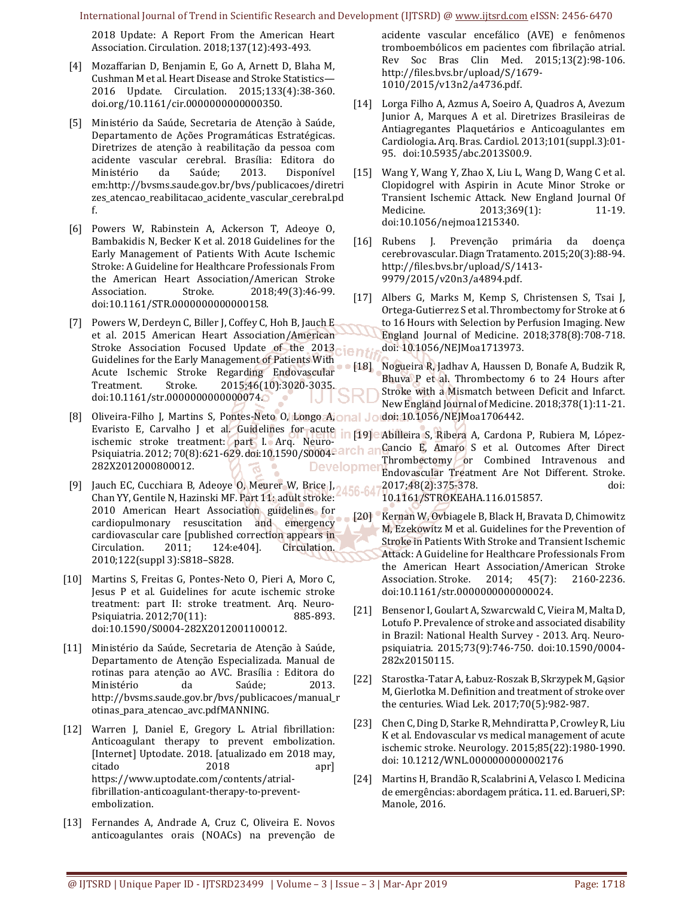2018 Update: A Report From the American Heart Association. Circulation. 2018;137(12):493-493.

[4] Mozaffarian D, Benjamin E, Go A, Arnett D, Blaha M, Cushman M et al. Heart Disease and Stroke Statistics—2016 Update. Circulation. 2015;133(4):38-360. doi.org/10.1161/cir.0000000000000350.

[5] Ministério da Saúde, Secretaria de Atenção à Saúde, Departamento de Ações Programáticas Estratégicas. Diretrizes de atenção à reabilitação da pessoa com acidente vascular cerebral. Brasília: Editora do Ministério da Saúde; 2013. Disponível em:http://bvsms.saude.gov.br/bvs/publicacoes/diretrizes_atencao_reabilitacao_acidente_vascular_cerebral.pdf.

[6] Powers W, Rabinstein A, Ackerson T, Adeoye O, Bambakidis N, Becker K et al. 2018 Guidelines for the Early Management of Patients With Acute Ischemic Stroke: A Guideline for Healthcare Professionals From the American Heart Association/American Stroke Association. Stroke. 2018;49(3):46-99. doi:10.1161/STR.0000000000000158.

[7] Powers W, Derdeyn C, Biller J, Coffey C, Hoh B, Jauch E et al. 2015 American Heart Association/American Stroke Association Focused Update of the 2013 Guidelines for the Early Management of Patients With Acute Ischemic Stroke Regarding Endovascular Treatment. Stroke. 2015;46(10):3020-3035. doi:10.1161/str.0000000000000074.

[8] Oliveira-Filho J, Martins S, Pontes-Neto O, Longo A, Evaristo E, Carvalho J et al. Guidelines for acute ischemic stroke treatment: part I. Arq. Neuro-Psiquiatria. 2012; 70(8):621-629. doi:10.1590/S0004-282X2012000800012.

[9] Jauch EC, Cucchiara B, Adeoye O, Meurer W, Brice J, Chan YY, Gentile N, Hazinski MF. Part 11: adult stroke: 2010 American Heart Association guidelines for cardiopulmonary resuscitation and emergency cardiovascular care [published correction appears in Circulation. 2011; 124:e404]. Circulation. 2010;122(suppl 3):S818–S828.

[10] Martins S, Freitas G, Pontes-Neto O, Pieri A, Moro C, Jesus P et al. Guidelines for acute ischemic stroke treatment: part II: stroke treatment. Arq. Neuro-Psiquiatria. 2012;70(11): 885-893. doi:10.1590/S0004-282X2012001100012.

[11] Ministério da Saúde, Secretaria de Atenção à Saúde, Departamento de Atenção Especializada. Manual de rotinas para atenção ao AVC. Brasília : Editora do Ministério da Saúde; 2013. http://bvsms.saude.gov.br/bvs/publicacoes/manual_rotinas_para_atencao_avc.pdfMANNING.

[12] Warren J, Daniel E, Gregory L. Atrial fibrillation: Anticoagulant therapy to prevent embolization. [Internet] Uptodate. 2018. [atualizado em 2018 may, citado 2018 apr] https://www.uptodate.com/contents/atrial-fibrillation-anticoagulant-therapy-to-prevent-embolization.

[13] Fernandes A, Andrade A, Cruz C, Oliveira E. Novos anticoagulantes orais (NOACs) na prevenção de acidente vascular encefálico (AVE) e fenômenos tromboembólicos em pacientes com fibrilação atrial. Rev Soc Bras Clin Med. 2015;13(2):98-106. http://files.bvs.br/upload/S/1679-1010/2015/v13n2/a4736.pdf.

[14] Lorga Filho A, Azmus A, Soeiro A, Quadros A, Avezum Junior A, Marques A et al. Diretrizes Brasileiras de Antiagregantes Plaquetários e Anticoagulantes em Cardiologia**.** Arq. Bras. Cardiol. 2013;101(suppl.3):01-95. doi:10.5935/abc.2013S00.9.

[15] Wang Y, Wang Y, Zhao X, Liu L, Wang D, Wang C et al. Clopidogrel with Aspirin in Acute Minor Stroke or Transient Ischemic Attack. New England Journal Of Medicine. 2013;369(1): 11-19. doi:10.1056/nejmoa1215340.

[16] Rubens J. Prevenção primária da doença cerebrovascular. Diagn Tratamento. 2015;20(3):88-94. http://files.bvs.br/upload/S/1413-9979/2015/v20n3/a4894.pdf.

[17] Albers G, Marks M, Kemp S, Christensen S, Tsai J, Ortega-Gutierrez S et al. Thrombectomy for Stroke at 6 to 16 Hours with Selection by Perfusion Imaging. New England Journal of Medicine. 2018;378(8):708-718. doi: 10.1056/NEJMoa1713973.

[18] Nogueira R, Jadhav A, Haussen D, Bonafe A, Budzik R, Bhuva P et al. Thrombectomy 6 to 24 Hours after Stroke with a Mismatch between Deficit and Infarct. New England Journal of Medicine. 2018;378(1):11-21. doi: 10.1056/NEJMoa1706442.

[19] Abilleira S, Ribera A, Cardona P, Rubiera M, López-Cancio E, Amaro S et al. Outcomes After Direct Thrombectomy or Combined Intravenous and Endovascular Treatment Are Not Different. Stroke. 2017;48(2):375-378. doi: 10.1161/STROKEAHA.116.015857.

[20] Kernan W, Ovbiagele B, Black H, Bravata D, Chimowitz M, Ezekowitz M et al. Guidelines for the Prevention of Stroke in Patients With Stroke and Transient Ischemic Attack: A Guideline for Healthcare Professionals From the American Heart Association/American Stroke Association. Stroke. 2014; 45(7): 2160-2236. doi:10.1161/str.0000000000000024.

[21] Bensenor I, Goulart A, Szwarcwald C, Vieira M, Malta D, Lotufo P. Prevalence of stroke and associated disability in Brazil: National Health Survey - 2013. Arq. Neuro-psiquiatria. 2015;73(9):746-750. doi:10.1590/0004-282x20150115.

[22] Starostka-Tatar A, Łabuz-Roszak B, Skrzypek M, Gąsior M, Gierlotka M. Definition and treatment of stroke over the centuries. Wiad Lek. 2017;70(5):982-987.

[23] Chen C, Ding D, Starke R, Mehndiratta P, Crowley R, Liu K et al. Endovascular vs medical management of acute ischemic stroke. Neurology. 2015;85(22):1980-1990. doi: 10.1212/WNL.0000000000002176

[24] Martins H, Brandão R, Scalabrini A, Velasco I. Medicina de emergências: abordagem prática**.** 11. ed. Barueri, SP: Manole, 2016.